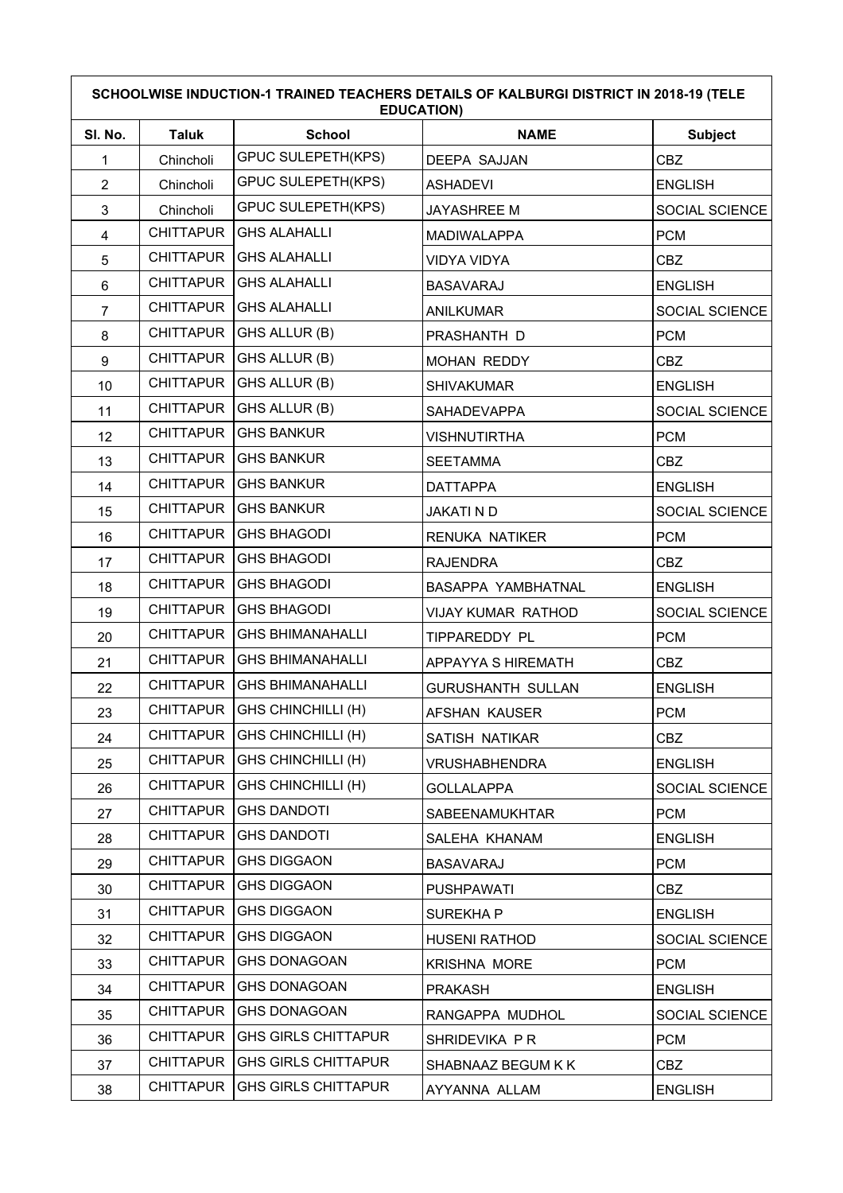| SCHOOLWISE INDUCTION-1 TRAINED TEACHERS DETAILS OF KALBURGI DISTRICT IN 2018-19 (TELE EDUCATION) | | | | |
|---|---|---|---|---|
| Sl. No. | Taluk | School | NAME | Subject |
| 1 | Chincholi | GPUC SULEPETH(KPS) | DEEPA SAJJAN | CBZ |
| 2 | Chincholi | GPUC SULEPETH(KPS) | ASHADEVI | ENGLISH |
| 3 | Chincholi | GPUC SULEPETH(KPS) | JAYASHREE M | SOCIAL SCIENCE |
| 4 | CHITTAPUR | GHS ALAHALLI | MADIWALAPPA | PCM |
| 5 | CHITTAPUR | GHS ALAHALLI | VIDYA VIDYA | CBZ |
| 6 | CHITTAPUR | GHS ALAHALLI | BASAVARAJ | ENGLISH |
| 7 | CHITTAPUR | GHS ALAHALLI | ANILKUMAR | SOCIAL SCIENCE |
| 8 | CHITTAPUR | GHS ALLUR (B) | PRASHANTH D | PCM |
| 9 | CHITTAPUR | GHS ALLUR (B) | MOHAN REDDY | CBZ |
| 10 | CHITTAPUR | GHS ALLUR (B) | SHIVAKUMAR | ENGLISH |
| 11 | CHITTAPUR | GHS ALLUR (B) | SAHADEVAPPA | SOCIAL SCIENCE |
| 12 | CHITTAPUR | GHS BANKUR | VISHNUTIRTHA | PCM |
| 13 | CHITTAPUR | GHS BANKUR | SEETAMMA | CBZ |
| 14 | CHITTAPUR | GHS BANKUR | DATTAPPA | ENGLISH |
| 15 | CHITTAPUR | GHS BANKUR | JAKATI N D | SOCIAL SCIENCE |
| 16 | CHITTAPUR | GHS BHAGODI | RENUKA NATIKER | PCM |
| 17 | CHITTAPUR | GHS BHAGODI | RAJENDRA | CBZ |
| 18 | CHITTAPUR | GHS BHAGODI | BASAPPA YAMBHATNAL | ENGLISH |
| 19 | CHITTAPUR | GHS BHAGODI | VIJAY KUMAR RATHOD | SOCIAL SCIENCE |
| 20 | CHITTAPUR | GHS BHIMANAHALLI | TIPPAREDDY PL | PCM |
| 21 | CHITTAPUR | GHS BHIMANAHALLI | APPAYYA S HIREMATH | CBZ |
| 22 | CHITTAPUR | GHS BHIMANAHALLI | GURUSHANTH SULLAN | ENGLISH |
| 23 | CHITTAPUR | GHS CHINCHILLI (H) | AFSHAN KAUSER | PCM |
| 24 | CHITTAPUR | GHS CHINCHILLI (H) | SATISH NATIKAR | CBZ |
| 25 | CHITTAPUR | GHS CHINCHILLI (H) | VRUSHABHENDRA | ENGLISH |
| 26 | CHITTAPUR | GHS CHINCHILLI (H) | GOLLALAPPA | SOCIAL SCIENCE |
| 27 | CHITTAPUR | GHS DANDOTI | SABEENAMUKHTAR | PCM |
| 28 | CHITTAPUR | GHS DANDOTI | SALEHA KHANAM | ENGLISH |
| 29 | CHITTAPUR | GHS DIGGAON | BASAVARAJ | PCM |
| 30 | CHITTAPUR | GHS DIGGAON | PUSHPAWATI | CBZ |
| 31 | CHITTAPUR | GHS DIGGAON | SUREKHA P | ENGLISH |
| 32 | CHITTAPUR | GHS DIGGAON | HUSENI RATHOD | SOCIAL SCIENCE |
| 33 | CHITTAPUR | GHS DONAGOAN | KRISHNA MORE | PCM |
| 34 | CHITTAPUR | GHS DONAGOAN | PRAKASH | ENGLISH |
| 35 | CHITTAPUR | GHS DONAGOAN | RANGAPPA MUDHOL | SOCIAL SCIENCE |
| 36 | CHITTAPUR | GHS GIRLS CHITTAPUR | SHRIDEVIKA P R | PCM |
| 37 | CHITTAPUR | GHS GIRLS CHITTAPUR | SHABNAAZ BEGUM K K | CBZ |
| 38 | CHITTAPUR | GHS GIRLS CHITTAPUR | AYYANNA ALLAM | ENGLISH |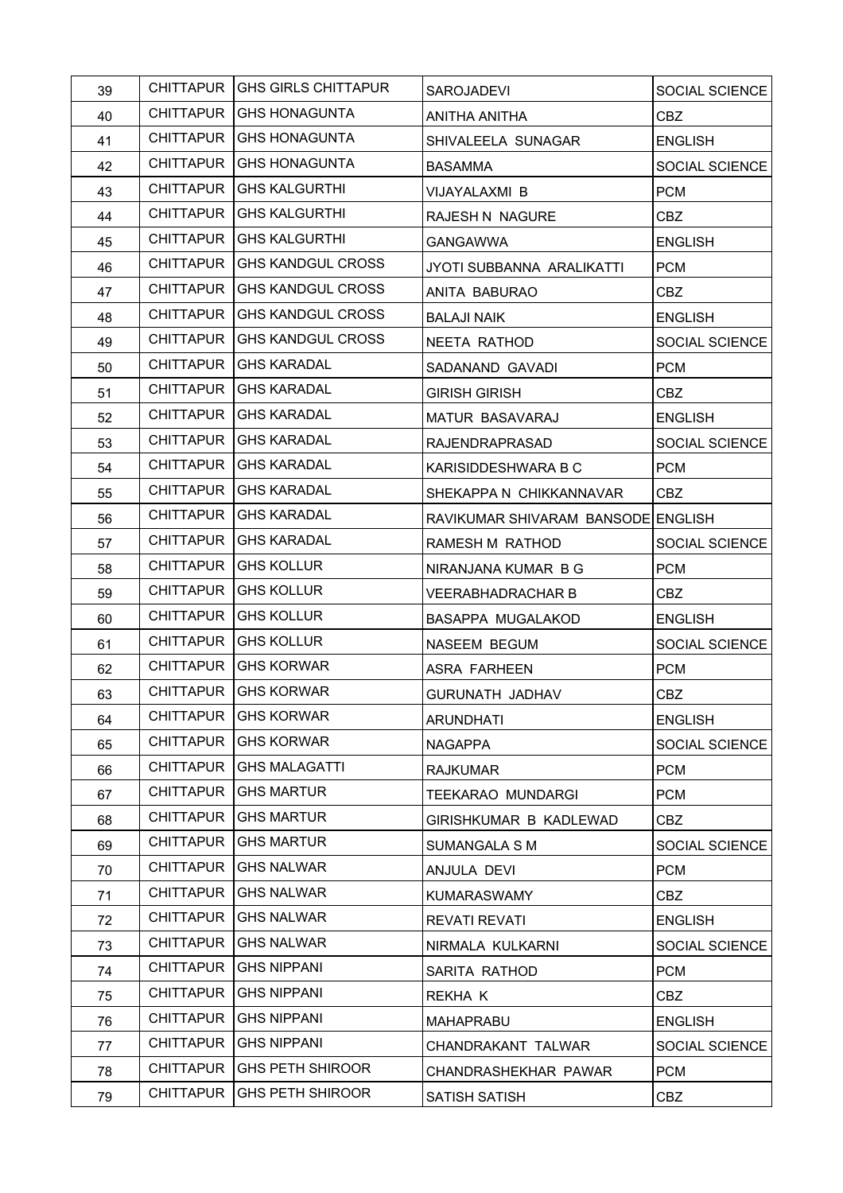| 39 | CHITTAPUR | GHS GIRLS CHITTAPUR | SAROJADEVI | SOCIAL SCIENCE |
|---|---|---|---|---|
| 40 | CHITTAPUR | GHS HONAGUNTA | ANITHA ANITHA | CBZ |
| 41 | CHITTAPUR | GHS HONAGUNTA | SHIVALEELA SUNAGAR | ENGLISH |
| 42 | CHITTAPUR | GHS HONAGUNTA | BASAMMA | SOCIAL SCIENCE |
| 43 | CHITTAPUR | GHS KALGURTHI | VIJAYALAXMI B | PCM |
| 44 | CHITTAPUR | GHS KALGURTHI | RAJESH N NAGURE | CBZ |
| 45 | CHITTAPUR | GHS KALGURTHI | GANGAWWA | ENGLISH |
| 46 | CHITTAPUR | GHS KANDGUL CROSS | JYOTI SUBBANNA ARALIKATTI | PCM |
| 47 | CHITTAPUR | GHS KANDGUL CROSS | ANITA BABURAO | CBZ |
| 48 | CHITTAPUR | GHS KANDGUL CROSS | BALAJI NAIK | ENGLISH |
| 49 | CHITTAPUR | GHS KANDGUL CROSS | NEETA RATHOD | SOCIAL SCIENCE |
| 50 | CHITTAPUR | GHS KARADAL | SADANAND GAVADI | PCM |
| 51 | CHITTAPUR | GHS KARADAL | GIRISH GIRISH | CBZ |
| 52 | CHITTAPUR | GHS KARADAL | MATUR BASAVARAJ | ENGLISH |
| 53 | CHITTAPUR | GHS KARADAL | RAJENDRAPRASAD | SOCIAL SCIENCE |
| 54 | CHITTAPUR | GHS KARADAL | KARISIDDESHWARA B C | PCM |
| 55 | CHITTAPUR | GHS KARADAL | SHEKAPPA N CHIKKANNAVAR | CBZ |
| 56 | CHITTAPUR | GHS KARADAL | RAVIKUMAR SHIVARAM BANSODE | ENGLISH |
| 57 | CHITTAPUR | GHS KARADAL | RAMESH M RATHOD | SOCIAL SCIENCE |
| 58 | CHITTAPUR | GHS KOLLUR | NIRANJANA KUMAR B G | PCM |
| 59 | CHITTAPUR | GHS KOLLUR | VEERABHADRACHAR B | CBZ |
| 60 | CHITTAPUR | GHS KOLLUR | BASAPPA MUGALAKOD | ENGLISH |
| 61 | CHITTAPUR | GHS KOLLUR | NASEEM BEGUM | SOCIAL SCIENCE |
| 62 | CHITTAPUR | GHS KORWAR | ASRA FARHEEN | PCM |
| 63 | CHITTAPUR | GHS KORWAR | GURUNATH JADHAV | CBZ |
| 64 | CHITTAPUR | GHS KORWAR | ARUNDHATI | ENGLISH |
| 65 | CHITTAPUR | GHS KORWAR | NAGAPPA | SOCIAL SCIENCE |
| 66 | CHITTAPUR | GHS MALAGATTI | RAJKUMAR | PCM |
| 67 | CHITTAPUR | GHS MARTUR | TEEKARAO MUNDARGI | PCM |
| 68 | CHITTAPUR | GHS MARTUR | GIRISHKUMAR B KADLEWAD | CBZ |
| 69 | CHITTAPUR | GHS MARTUR | SUMANGALA S M | SOCIAL SCIENCE |
| 70 | CHITTAPUR | GHS NALWAR | ANJULA DEVI | PCM |
| 71 | CHITTAPUR | GHS NALWAR | KUMARASWAMY | CBZ |
| 72 | CHITTAPUR | GHS NALWAR | REVATI REVATI | ENGLISH |
| 73 | CHITTAPUR | GHS NALWAR | NIRMALA KULKARNI | SOCIAL SCIENCE |
| 74 | CHITTAPUR | GHS NIPPANI | SARITA RATHOD | PCM |
| 75 | CHITTAPUR | GHS NIPPANI | REKHA K | CBZ |
| 76 | CHITTAPUR | GHS NIPPANI | MAHAPRABU | ENGLISH |
| 77 | CHITTAPUR | GHS NIPPANI | CHANDRAKANT TALWAR | SOCIAL SCIENCE |
| 78 | CHITTAPUR | GHS PETH SHIROOR | CHANDRASHEKHAR PAWAR | PCM |
| 79 | CHITTAPUR | GHS PETH SHIROOR | SATISH SATISH | CBZ |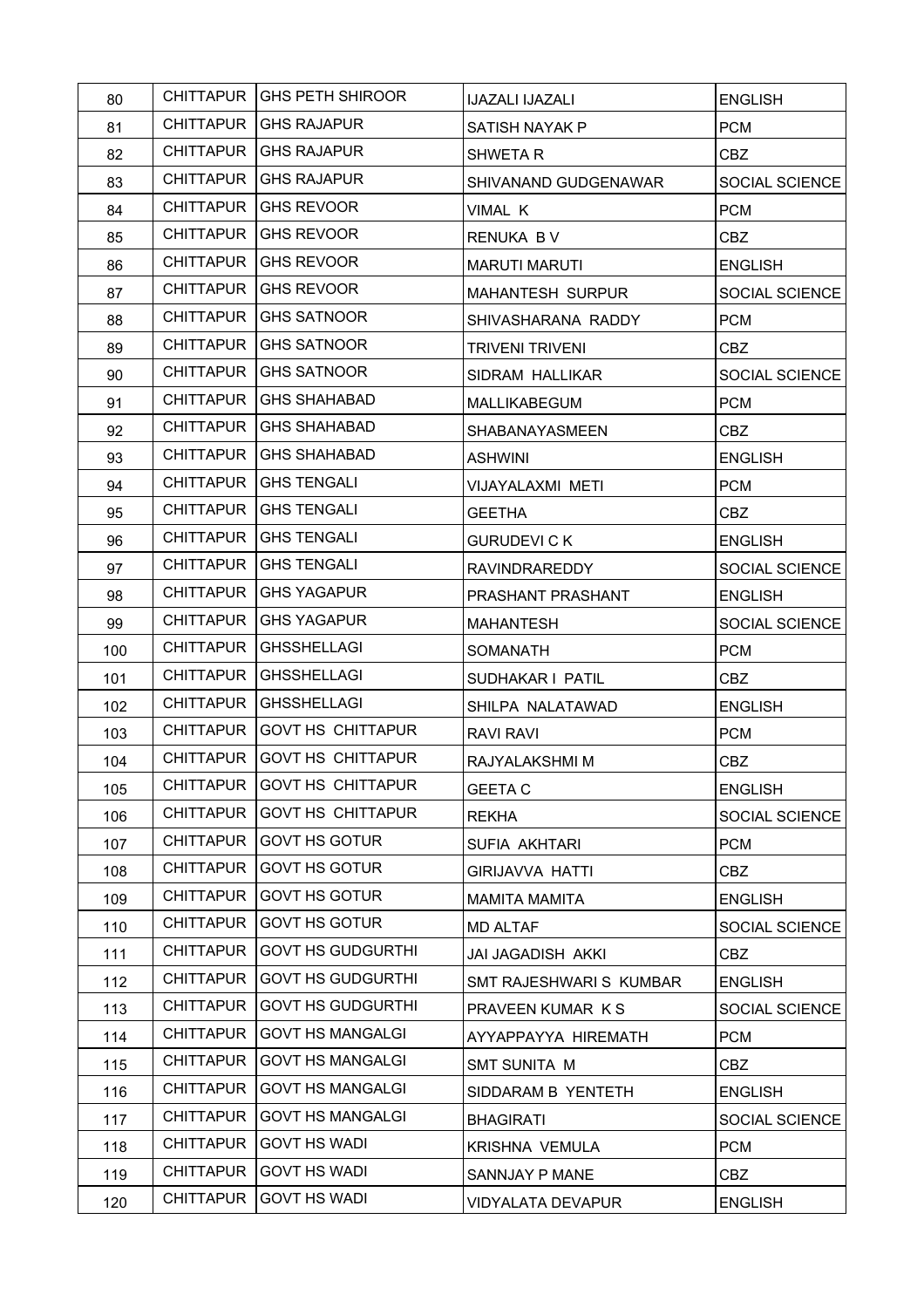| 80 | CHITTAPUR | GHS PETH SHIROOR | IJAZALI IJAZALI | ENGLISH |
|---|---|---|---|---|
| 81 | CHITTAPUR | GHS RAJAPUR | SATISH NAYAK P | PCM |
| 82 | CHITTAPUR | GHS RAJAPUR | SHWETA R | CBZ |
| 83 | CHITTAPUR | GHS RAJAPUR | SHIVANAND GUDGENAWAR | SOCIAL SCIENCE |
| 84 | CHITTAPUR | GHS REVOOR | VIMAL K | PCM |
| 85 | CHITTAPUR | GHS REVOOR | RENUKA B V | CBZ |
| 86 | CHITTAPUR | GHS REVOOR | MARUTI MARUTI | ENGLISH |
| 87 | CHITTAPUR | GHS REVOOR | MAHANTESH SURPUR | SOCIAL SCIENCE |
| 88 | CHITTAPUR | GHS SATNOOR | SHIVASHARANA RADDY | PCM |
| 89 | CHITTAPUR | GHS SATNOOR | TRIVENI TRIVENI | CBZ |
| 90 | CHITTAPUR | GHS SATNOOR | SIDRAM HALLIKAR | SOCIAL SCIENCE |
| 91 | CHITTAPUR | GHS SHAHABAD | MALLIKABEGUM | PCM |
| 92 | CHITTAPUR | GHS SHAHABAD | SHABANAYASMEEN | CBZ |
| 93 | CHITTAPUR | GHS SHAHABAD | ASHWINI | ENGLISH |
| 94 | CHITTAPUR | GHS TENGALI | VIJAYALAXMI METI | PCM |
| 95 | CHITTAPUR | GHS TENGALI | GEETHA | CBZ |
| 96 | CHITTAPUR | GHS TENGALI | GURUDEVI C K | ENGLISH |
| 97 | CHITTAPUR | GHS TENGALI | RAVINDRAREDDY | SOCIAL SCIENCE |
| 98 | CHITTAPUR | GHS YAGAPUR | PRASHANT PRASHANT | ENGLISH |
| 99 | CHITTAPUR | GHS YAGAPUR | MAHANTESH | SOCIAL SCIENCE |
| 100 | CHITTAPUR | GHSSHELLAGI | SOMANATH | PCM |
| 101 | CHITTAPUR | GHSSHELLAGI | SUDHAKAR I PATIL | CBZ |
| 102 | CHITTAPUR | GHSSHELLAGI | SHILPA NALATAWAD | ENGLISH |
| 103 | CHITTAPUR | GOVT HS CHITTAPUR | RAVI RAVI | PCM |
| 104 | CHITTAPUR | GOVT HS CHITTAPUR | RAJYALAKSHMI M | CBZ |
| 105 | CHITTAPUR | GOVT HS CHITTAPUR | GEETA C | ENGLISH |
| 106 | CHITTAPUR | GOVT HS CHITTAPUR | REKHA | SOCIAL SCIENCE |
| 107 | CHITTAPUR | GOVT HS GOTUR | SUFIA AKHTARI | PCM |
| 108 | CHITTAPUR | GOVT HS GOTUR | GIRIJAVVA HATTI | CBZ |
| 109 | CHITTAPUR | GOVT HS GOTUR | MAMITA MAMITA | ENGLISH |
| 110 | CHITTAPUR | GOVT HS GOTUR | MD ALTAF | SOCIAL SCIENCE |
| 111 | CHITTAPUR | GOVT HS GUDGURTHI | JAI JAGADISH AKKI | CBZ |
| 112 | CHITTAPUR | GOVT HS GUDGURTHI | SMT RAJESHWARI S KUMBAR | ENGLISH |
| 113 | CHITTAPUR | GOVT HS GUDGURTHI | PRAVEEN KUMAR K S | SOCIAL SCIENCE |
| 114 | CHITTAPUR | GOVT HS MANGALGI | AYYAPPAYYA HIREMATH | PCM |
| 115 | CHITTAPUR | GOVT HS MANGALGI | SMT SUNITA M | CBZ |
| 116 | CHITTAPUR | GOVT HS MANGALGI | SIDDARAM B YENTETH | ENGLISH |
| 117 | CHITTAPUR | GOVT HS MANGALGI | BHAGIRATI | SOCIAL SCIENCE |
| 118 | CHITTAPUR | GOVT HS WADI | KRISHNA VEMULA | PCM |
| 119 | CHITTAPUR | GOVT HS WADI | SANNJAY P MANE | CBZ |
| 120 | CHITTAPUR | GOVT HS WADI | VIDYALATA DEVAPUR | ENGLISH |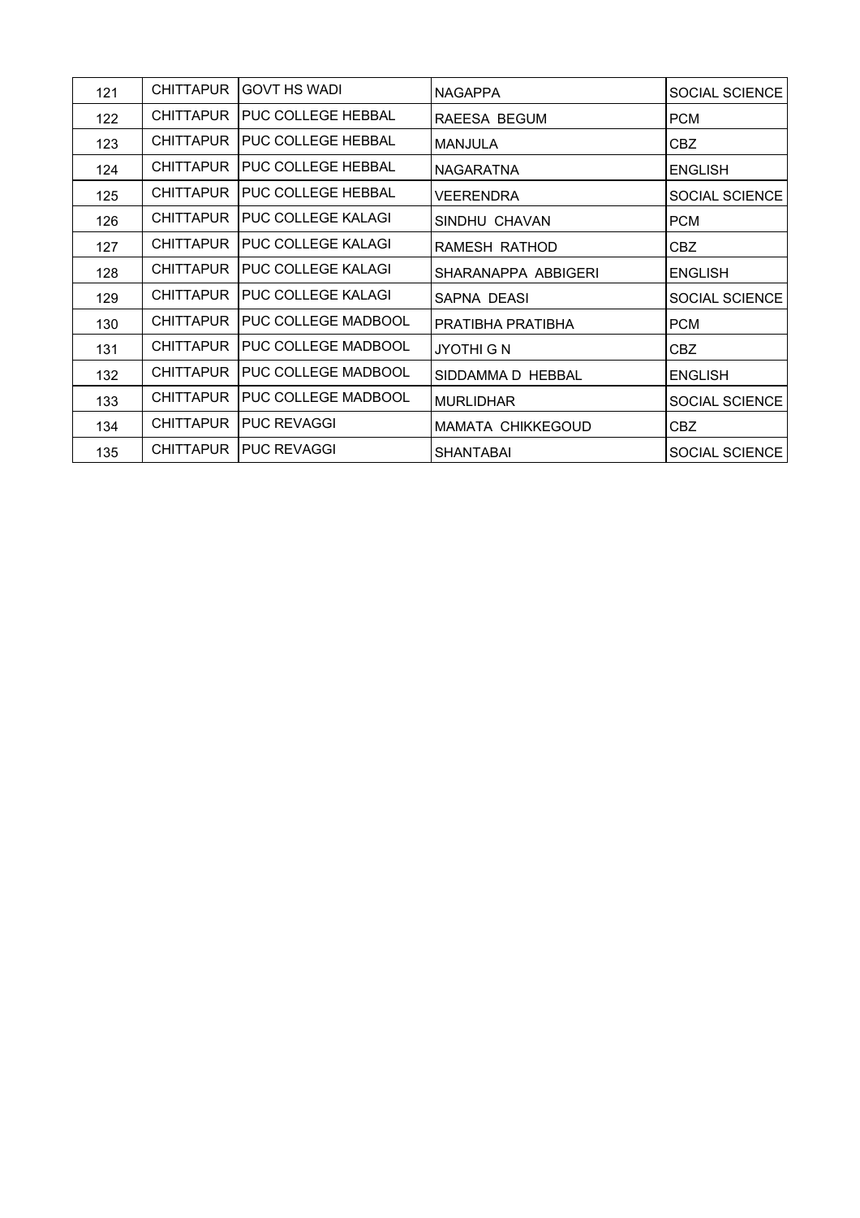| | | | | |
|---|---|---|---|---|
| 121 | CHITTAPUR | GOVT HS WADI | NAGAPPA | SOCIAL SCIENCE |
| 122 | CHITTAPUR | PUC COLLEGE HEBBAL | RAEESA BEGUM | PCM |
| 123 | CHITTAPUR | PUC COLLEGE HEBBAL | MANJULA | CBZ |
| 124 | CHITTAPUR | PUC COLLEGE HEBBAL | NAGARATNA | ENGLISH |
| 125 | CHITTAPUR | PUC COLLEGE HEBBAL | VEERENDRA | SOCIAL SCIENCE |
| 126 | CHITTAPUR | PUC COLLEGE KALAGI | SINDHU CHAVAN | PCM |
| 127 | CHITTAPUR | PUC COLLEGE KALAGI | RAMESH RATHOD | CBZ |
| 128 | CHITTAPUR | PUC COLLEGE KALAGI | SHARANAPPA ABBIGERI | ENGLISH |
| 129 | CHITTAPUR | PUC COLLEGE KALAGI | SAPNA DEASI | SOCIAL SCIENCE |
| 130 | CHITTAPUR | PUC COLLEGE MADBOOL | PRATIBHA PRATIBHA | PCM |
| 131 | CHITTAPUR | PUC COLLEGE MADBOOL | JYOTHI G N | CBZ |
| 132 | CHITTAPUR | PUC COLLEGE MADBOOL | SIDDAMMA D HEBBAL | ENGLISH |
| 133 | CHITTAPUR | PUC COLLEGE MADBOOL | MURLIDHAR | SOCIAL SCIENCE |
| 134 | CHITTAPUR | PUC REVAGGI | MAMATA CHIKKEGOUD | CBZ |
| 135 | CHITTAPUR | PUC REVAGGI | SHANTABAI | SOCIAL SCIENCE |